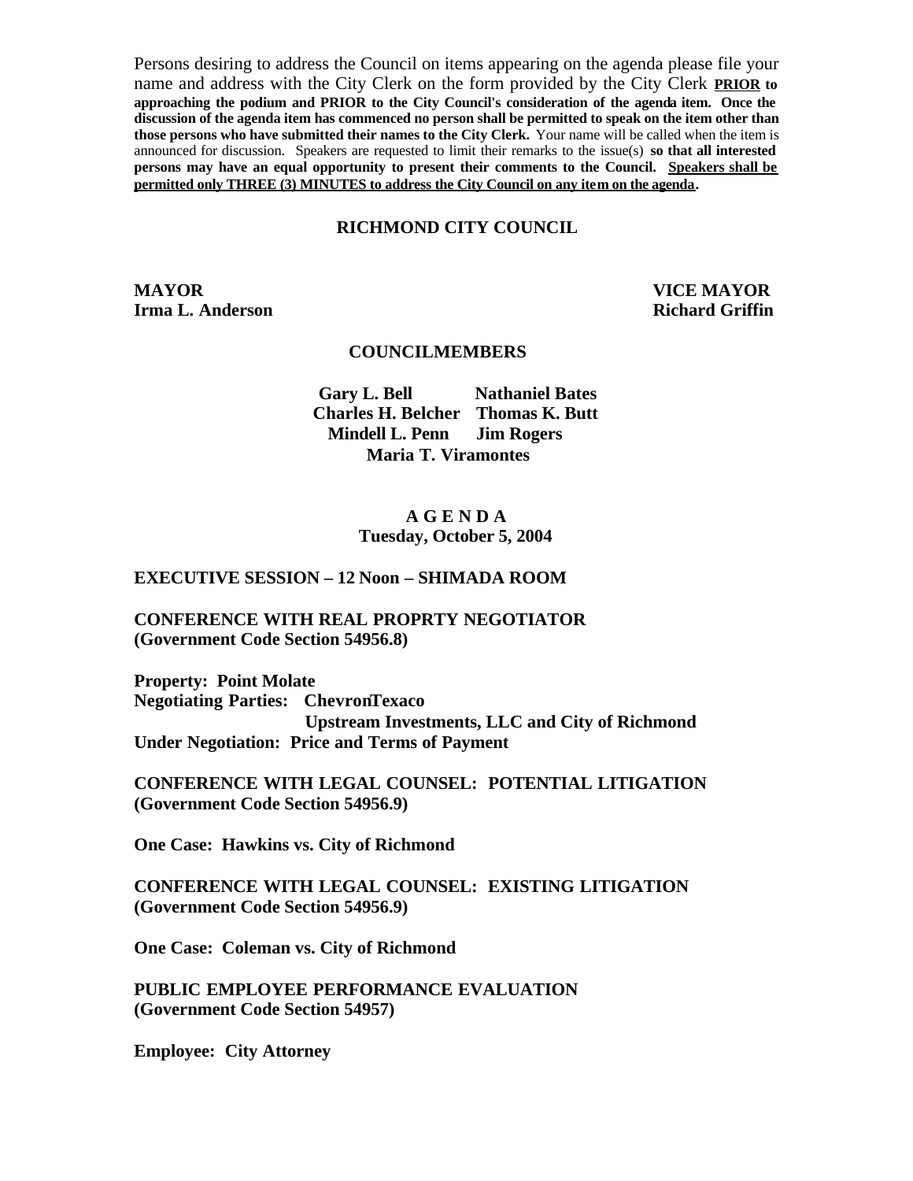Persons desiring to address the Council on items appearing on the agenda please file your name and address with the City Clerk on the form provided by the City Clerk **PRIOR to approaching the podium and PRIOR to the City Council's consideration of the agenda item. Once the discussion of the agenda item has commenced no person shall be permitted to speak on the item other than those persons who have submitted their names to the City Clerk.** Your name will be called when the item is announced for discussion. Speakers are requested to limit their remarks to the issue(s) **so that all interested persons may have an equal opportunity to present their comments to the Council.** **Speakers shall be permitted only THREE (3) MINUTES to address the City Council on any item on the agenda.**

# RICHMOND CITY COUNCIL

**MAYOR**
**Irma L. Anderson**

**VICE MAYOR**
**Richard Griffin**

## COUNCILMEMBERS

**Gary L. Bell** **Nathaniel Bates**
**Charles H. Belcher** **Thomas K. Butt**
**Mindell L. Penn** **Jim Rogers**
**Maria T. Viramontes**

## A G E N D A
**Tuesday, October 5, 2004**

**EXECUTIVE SESSION – 12 Noon – SHIMADA ROOM**

**CONFERENCE WITH REAL PROPRTY NEGOTIATOR**
**(Government Code Section 54956.8)**

**Property: Point Molate**
**Negotiating Parties: ChevronTexaco**
**Upstream Investments, LLC and City of Richmond**
**Under Negotiation: Price and Terms of Payment**

**CONFERENCE WITH LEGAL COUNSEL: POTENTIAL LITIGATION**
**(Government Code Section 54956.9)**

**One Case: Hawkins vs. City of Richmond**

**CONFERENCE WITH LEGAL COUNSEL: EXISTING LITIGATION**
**(Government Code Section 54956.9)**

**One Case: Coleman vs. City of Richmond**

**PUBLIC EMPLOYEE PERFORMANCE EVALUATION**
**(Government Code Section 54957)**

**Employee: City Attorney**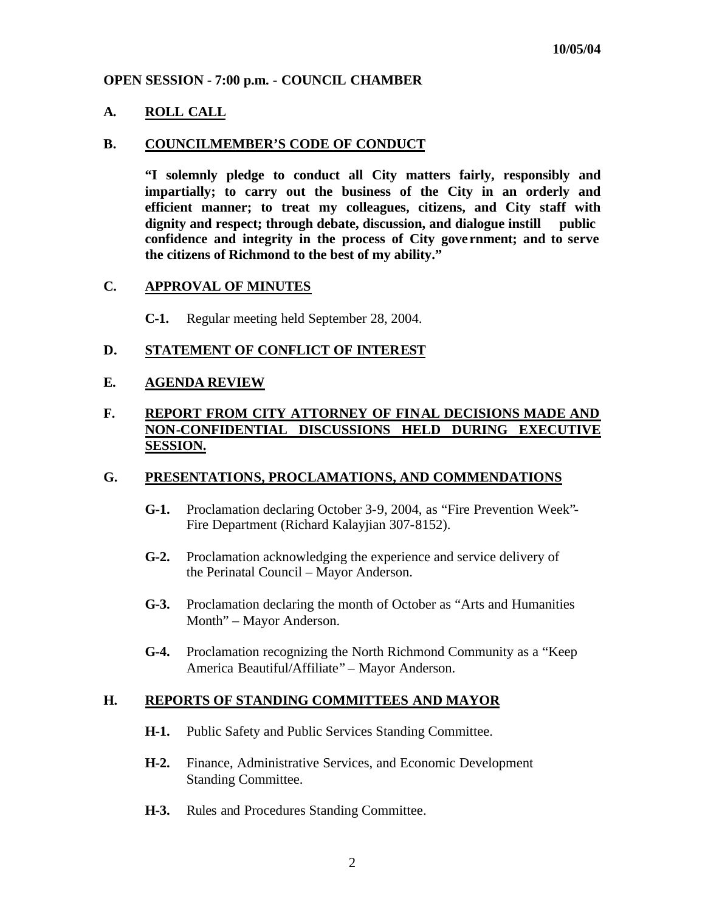10/05/04

**OPEN SESSION - 7:00 p.m. - COUNCIL CHAMBER**

## A. ROLL CALL

## B. COUNCILMEMBER'S CODE OF CONDUCT

**"I solemnly pledge to conduct all City matters fairly, responsibly and impartially; to carry out the business of the City in an orderly and efficient manner; to treat my colleagues, citizens, and City staff with dignity and respect; through debate, discussion, and dialogue instill public confidence and integrity in the process of City government; and to serve the citizens of Richmond to the best of my ability."**

## C. APPROVAL OF MINUTES

**C-1.** Regular meeting held September 28, 2004.

## D. STATEMENT OF CONFLICT OF INTEREST

## E. AGENDA REVIEW

## F. REPORT FROM CITY ATTORNEY OF FINAL DECISIONS MADE AND NON-CONFIDENTIAL DISCUSSIONS HELD DURING EXECUTIVE SESSION.

## G. PRESENTATIONS, PROCLAMATIONS, AND COMMENDATIONS

**G-1.** Proclamation declaring October 3-9, 2004, as "Fire Prevention Week"- Fire Department (Richard Kalayjian 307-8152).

**G-2.** Proclamation acknowledging the experience and service delivery of the Perinatal Council – Mayor Anderson.

**G-3.** Proclamation declaring the month of October as "Arts and Humanities Month" – Mayor Anderson.

**G-4.** Proclamation recognizing the North Richmond Community as a "Keep America Beautiful/Affiliate" – Mayor Anderson.

## H. REPORTS OF STANDING COMMITTEES AND MAYOR

**H-1.** Public Safety and Public Services Standing Committee.

**H-2.** Finance, Administrative Services, and Economic Development Standing Committee.

**H-3.** Rules and Procedures Standing Committee.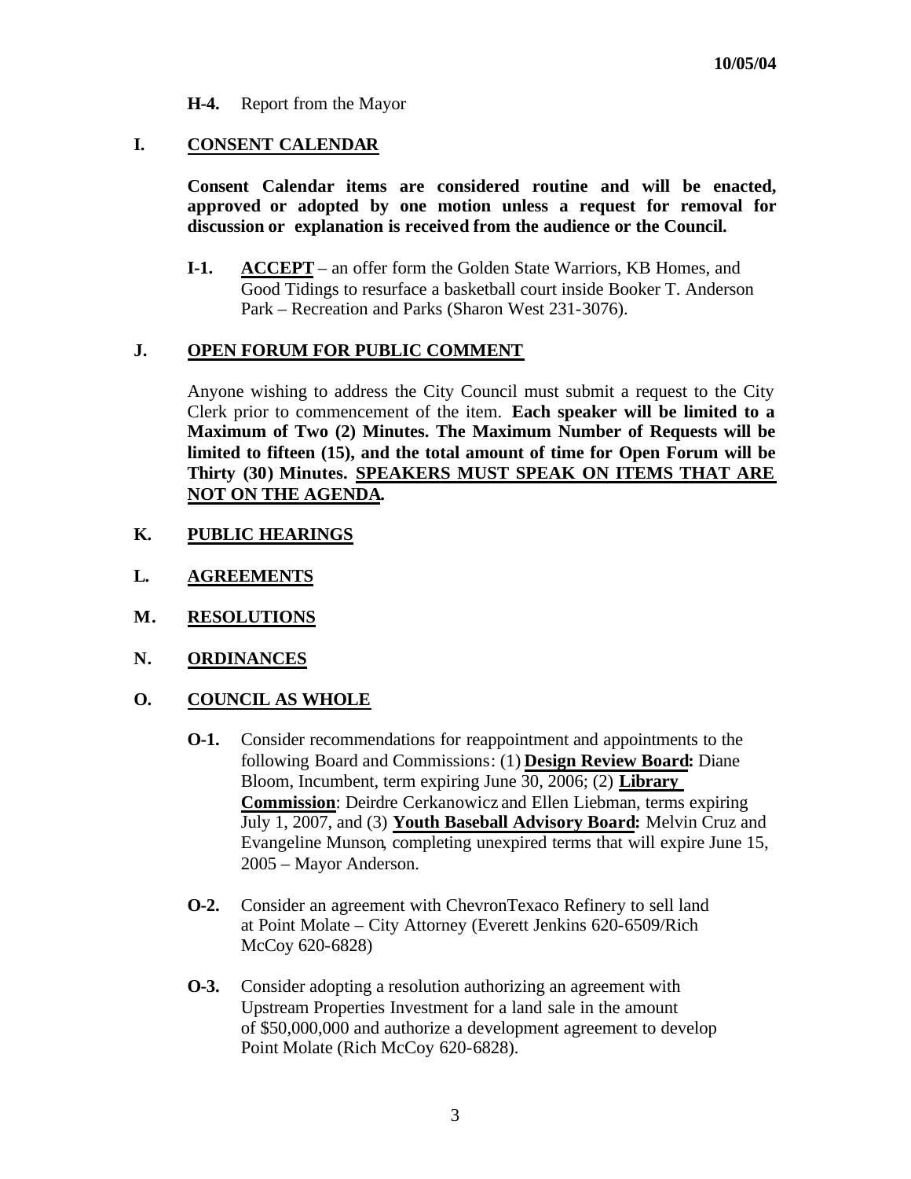**H-4.** Report from the Mayor

## I. CONSENT CALENDAR

**Consent Calendar items are considered routine and will be enacted, approved or adopted by one motion unless a request for removal for discussion or explanation is received from the audience or the Council.**

**I-1.** **ACCEPT** – an offer form the Golden State Warriors, KB Homes, and Good Tidings to resurface a basketball court inside Booker T. Anderson Park – Recreation and Parks (Sharon West 231-3076).

## J. OPEN FORUM FOR PUBLIC COMMENT

Anyone wishing to address the City Council must submit a request to the City Clerk prior to commencement of the item. **Each speaker will be limited to a Maximum of Two (2) Minutes. The Maximum Number of Requests will be limited to fifteen (15), and the total amount of time for Open Forum will be Thirty (30) Minutes. SPEAKERS MUST SPEAK ON ITEMS THAT ARE NOT ON THE AGENDA.**

## K. PUBLIC HEARINGS

## L. AGREEMENTS

## M. RESOLUTIONS

## N. ORDINANCES

## O. COUNCIL AS WHOLE

**O-1.** Consider recommendations for reappointment and appointments to the following Board and Commissions: (1) **Design Review Board:** Diane Bloom, Incumbent, term expiring June 30, 2006; (2) **Library Commission**: Deirdre Cerkanowicz and Ellen Liebman, terms expiring July 1, 2007, and (3) **Youth Baseball Advisory Board:** Melvin Cruz and Evangeline Munson, completing unexpired terms that will expire June 15, 2005 – Mayor Anderson.

**O-2.** Consider an agreement with ChevronTexaco Refinery to sell land at Point Molate – City Attorney (Everett Jenkins 620-6509/Rich McCoy 620-6828)

**O-3.** Consider adopting a resolution authorizing an agreement with Upstream Properties Investment for a land sale in the amount of $50,000,000 and authorize a development agreement to develop Point Molate (Rich McCoy 620-6828).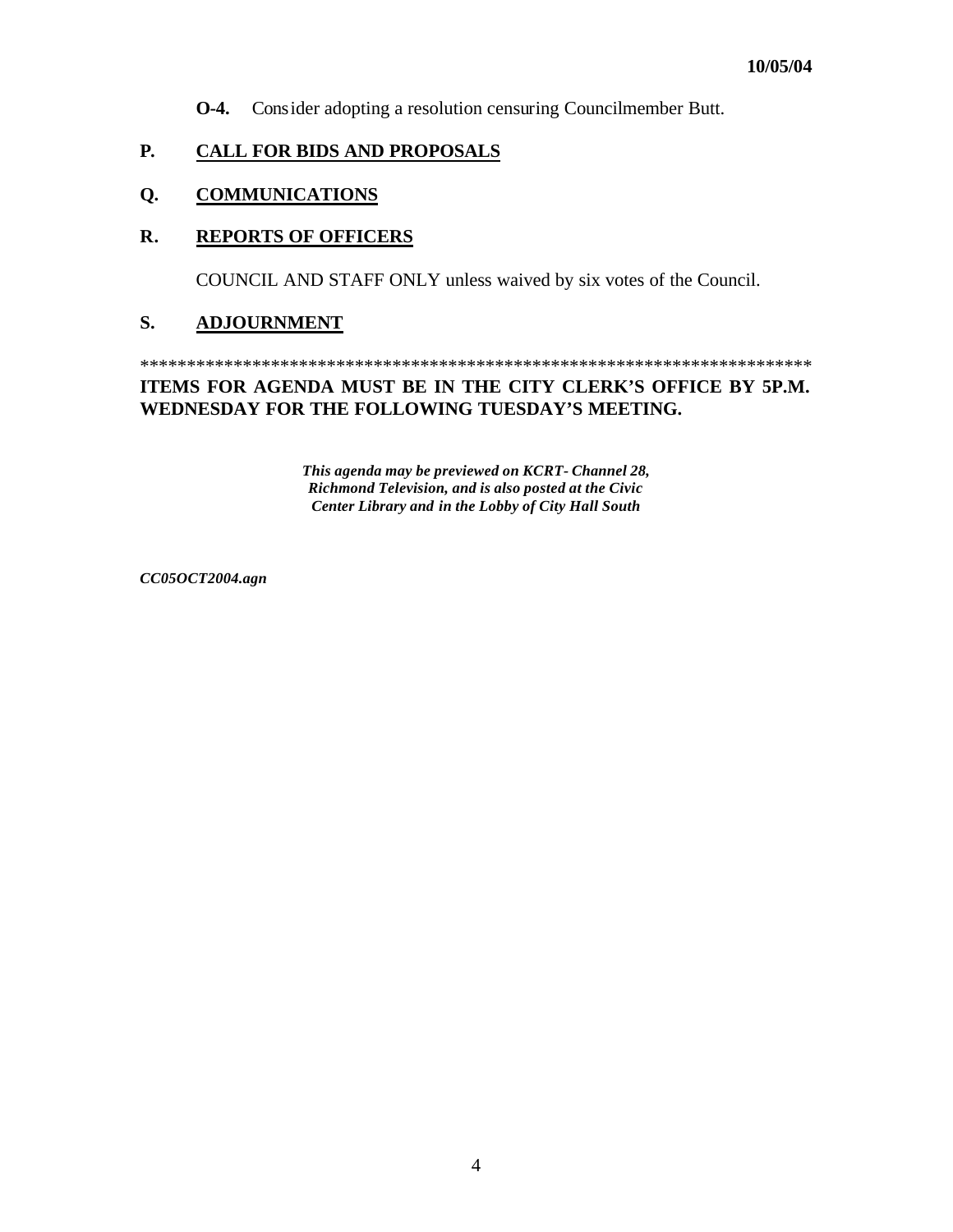**O-4.** Consider adopting a resolution censuring Councilmember Butt.

## P. CALL FOR BIDS AND PROPOSALS

## Q. COMMUNICATIONS

## R. REPORTS OF OFFICERS

COUNCIL AND STAFF ONLY unless waived by six votes of the Council.

## S. ADJOURNMENT

\*\*\*\*\*\*\*\*\*\*\*\*\*\*\*\*\*\*\*\*\*\*\*\*\*\*\*\*\*\*\*\*\*\*\*\*\*\*\*\*\*\*\*\*\*\*\*\*\*\*\*\*\*\*\*\*\*\*\*\*\*\*\*\*\*\*\*\*\*\*\*\*\*\*

**ITEMS FOR AGENDA MUST BE IN THE CITY CLERK'S OFFICE BY 5P.M. WEDNESDAY FOR THE FOLLOWING TUESDAY'S MEETING.**

***This agenda may be previewed on KCRT- Channel 28, Richmond Television, and is also posted at the Civic Center Library and in the Lobby of City Hall South***

***CC05OCT2004.agn***